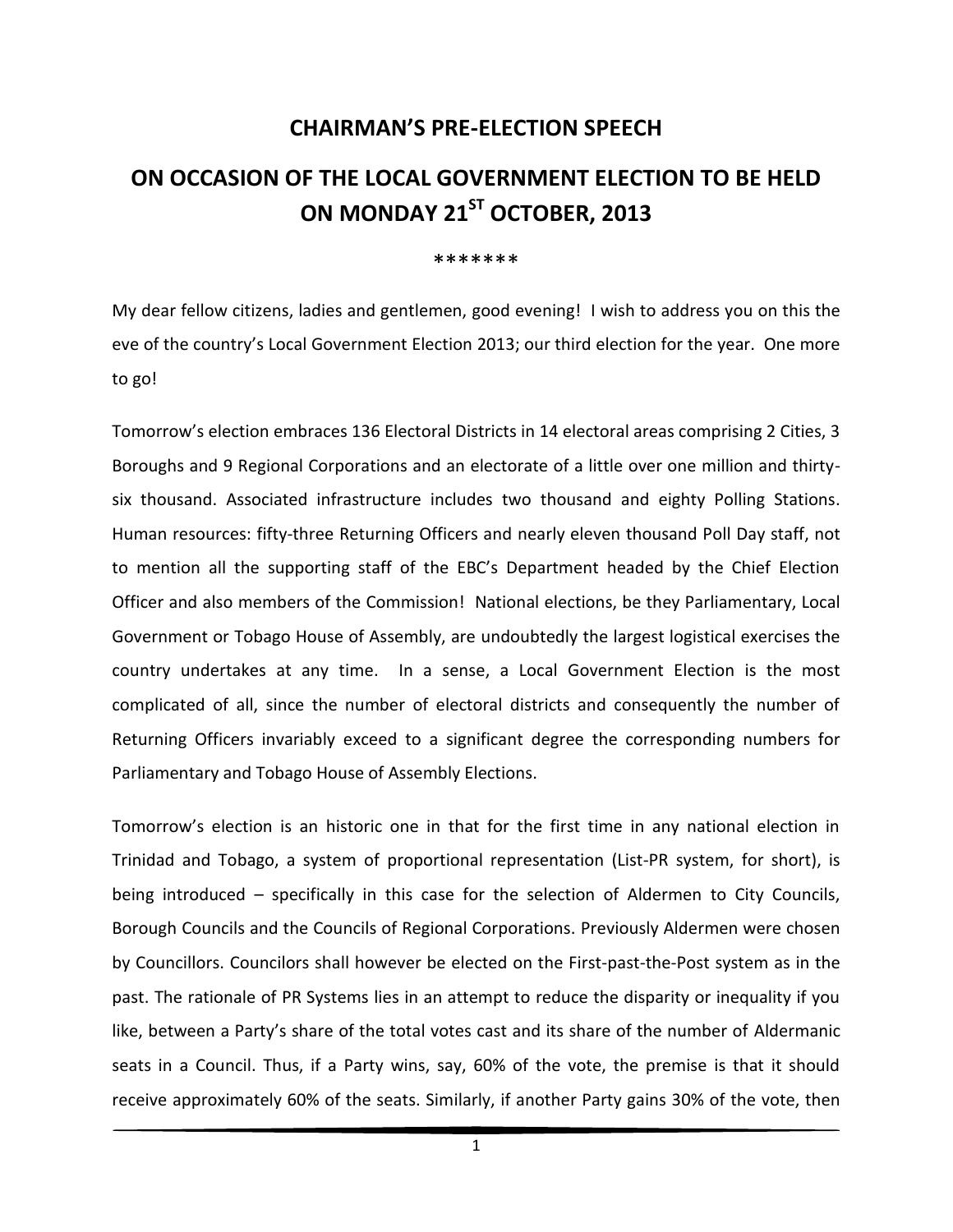# CHAIRMAN'S PRE-ELECTION SPEECH

## ON OCCASION OF THE LOCAL GOVERNMENT ELECTION TO BE HELD ON MONDAY 21ST OCTOBER, 2013

*******

My dear fellow citizens, ladies and gentlemen, good evening! I wish to address you on this the eve of the country's Local Government Election 2013; our third election for the year. One more to go!

Tomorrow's election embraces 136 Electoral Districts in 14 electoral areas comprising 2 Cities, 3 Boroughs and 9 Regional Corporations and an electorate of a little over one million and thirty-six thousand. Associated infrastructure includes two thousand and eighty Polling Stations. Human resources: fifty-three Returning Officers and nearly eleven thousand Poll Day staff, not to mention all the supporting staff of the EBC's Department headed by the Chief Election Officer and also members of the Commission! National elections, be they Parliamentary, Local Government or Tobago House of Assembly, are undoubtedly the largest logistical exercises the country undertakes at any time. In a sense, a Local Government Election is the most complicated of all, since the number of electoral districts and consequently the number of Returning Officers invariably exceed to a significant degree the corresponding numbers for Parliamentary and Tobago House of Assembly Elections.

Tomorrow's election is an historic one in that for the first time in any national election in Trinidad and Tobago, a system of proportional representation (List-PR system, for short), is being introduced – specifically in this case for the selection of Aldermen to City Councils, Borough Councils and the Councils of Regional Corporations. Previously Aldermen were chosen by Councillors. Councilors shall however be elected on the First-past-the-Post system as in the past. The rationale of PR Systems lies in an attempt to reduce the disparity or inequality if you like, between a Party's share of the total votes cast and its share of the number of Aldermanic seats in a Council. Thus, if a Party wins, say, 60% of the vote, the premise is that it should receive approximately 60% of the seats. Similarly, if another Party gains 30% of the vote, then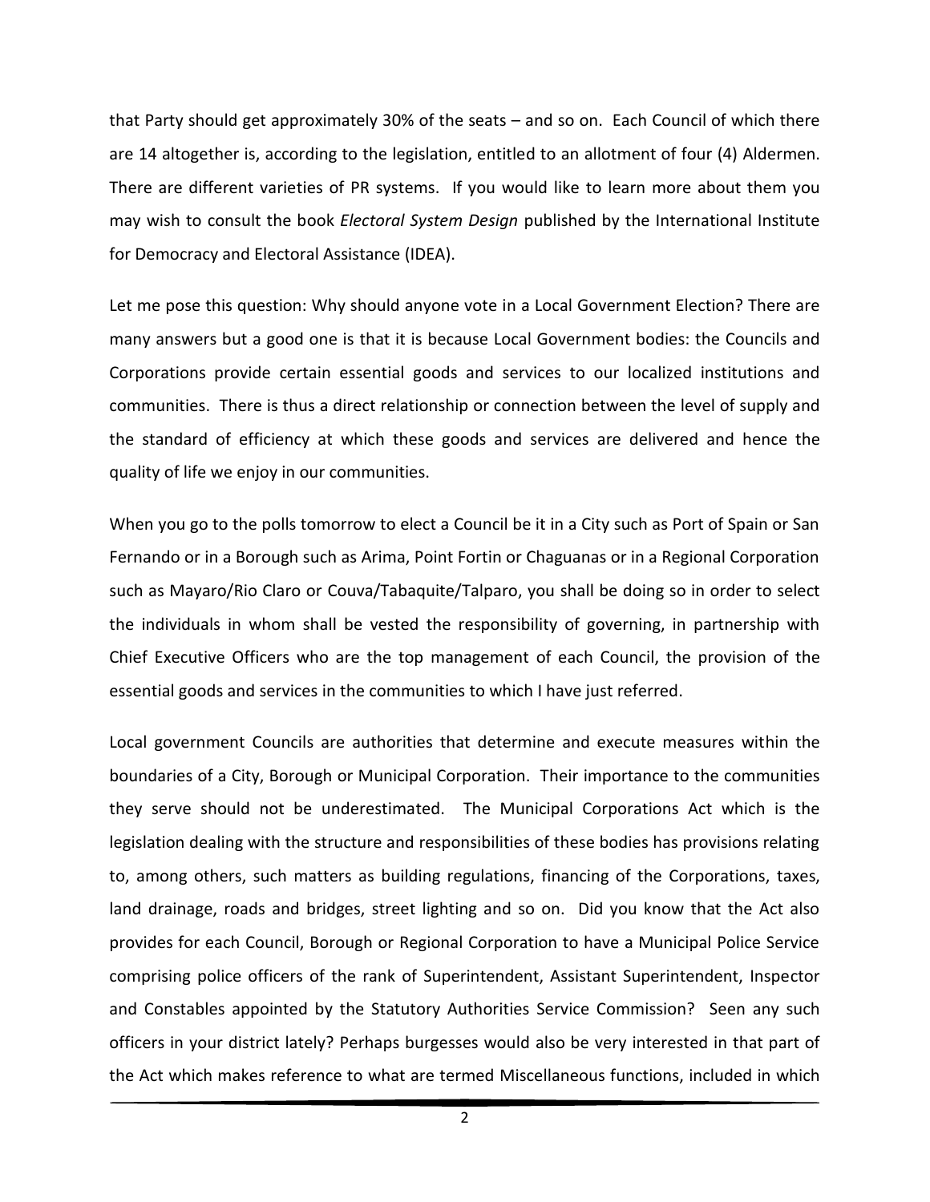that Party should get approximately 30% of the seats – and so on. Each Council of which there are 14 altogether is, according to the legislation, entitled to an allotment of four (4) Aldermen. There are different varieties of PR systems. If you would like to learn more about them you may wish to consult the book *Electoral System Design* published by the International Institute for Democracy and Electoral Assistance (IDEA).

Let me pose this question: Why should anyone vote in a Local Government Election? There are many answers but a good one is that it is because Local Government bodies: the Councils and Corporations provide certain essential goods and services to our localized institutions and communities. There is thus a direct relationship or connection between the level of supply and the standard of efficiency at which these goods and services are delivered and hence the quality of life we enjoy in our communities.

When you go to the polls tomorrow to elect a Council be it in a City such as Port of Spain or San Fernando or in a Borough such as Arima, Point Fortin or Chaguanas or in a Regional Corporation such as Mayaro/Rio Claro or Couva/Tabaquite/Talparo, you shall be doing so in order to select the individuals in whom shall be vested the responsibility of governing, in partnership with Chief Executive Officers who are the top management of each Council, the provision of the essential goods and services in the communities to which I have just referred.

Local government Councils are authorities that determine and execute measures within the boundaries of a City, Borough or Municipal Corporation. Their importance to the communities they serve should not be underestimated. The Municipal Corporations Act which is the legislation dealing with the structure and responsibilities of these bodies has provisions relating to, among others, such matters as building regulations, financing of the Corporations, taxes, land drainage, roads and bridges, street lighting and so on. Did you know that the Act also provides for each Council, Borough or Regional Corporation to have a Municipal Police Service comprising police officers of the rank of Superintendent, Assistant Superintendent, Inspector and Constables appointed by the Statutory Authorities Service Commission? Seen any such officers in your district lately? Perhaps burgesses would also be very interested in that part of the Act which makes reference to what are termed Miscellaneous functions, included in which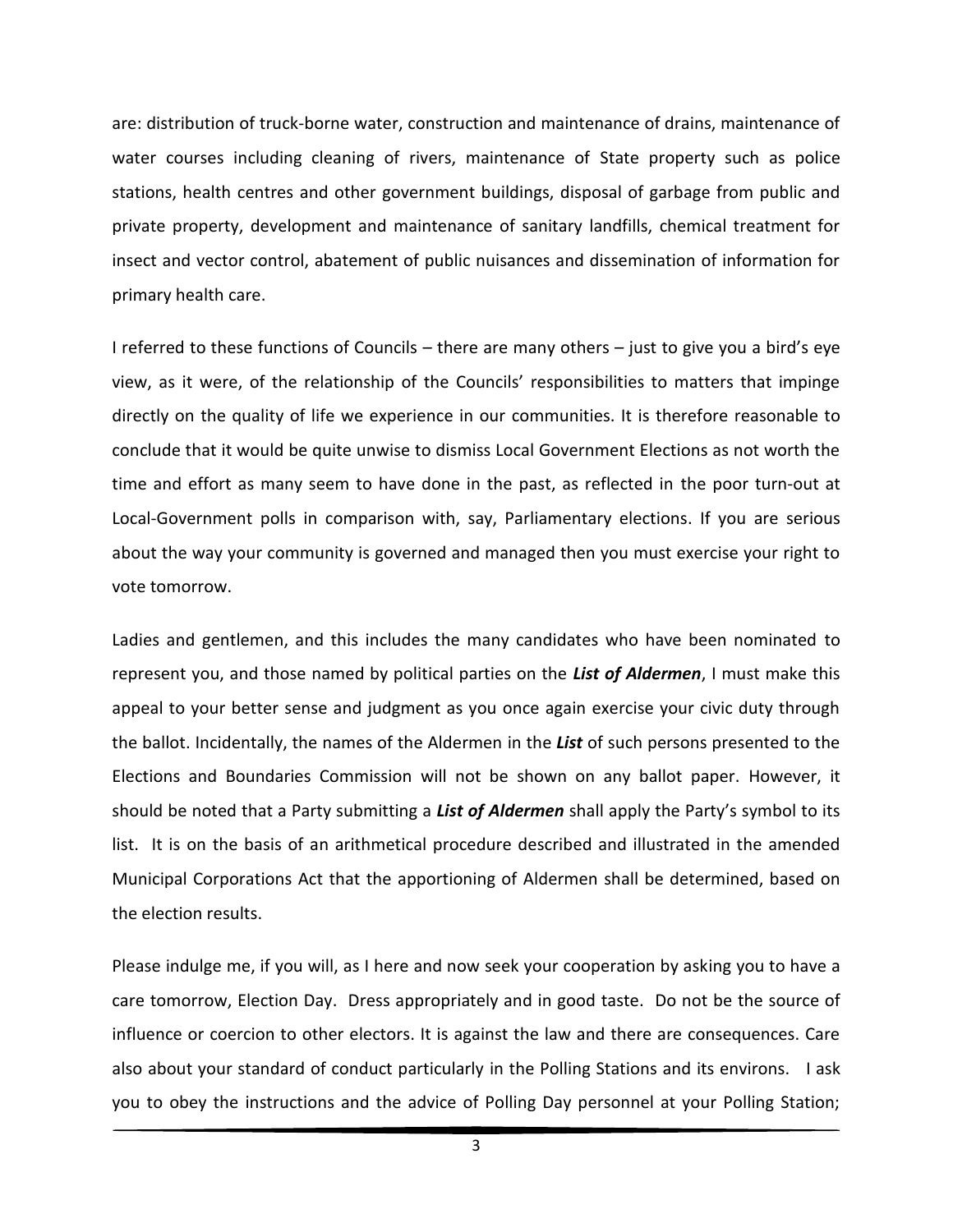are: distribution of truck-borne water, construction and maintenance of drains, maintenance of water courses including cleaning of rivers, maintenance of State property such as police stations, health centres and other government buildings, disposal of garbage from public and private property, development and maintenance of sanitary landfills, chemical treatment for insect and vector control, abatement of public nuisances and dissemination of information for primary health care.

I referred to these functions of Councils – there are many others – just to give you a bird's eye view, as it were, of the relationship of the Councils' responsibilities to matters that impinge directly on the quality of life we experience in our communities. It is therefore reasonable to conclude that it would be quite unwise to dismiss Local Government Elections as not worth the time and effort as many seem to have done in the past, as reflected in the poor turn-out at Local-Government polls in comparison with, say, Parliamentary elections. If you are serious about the way your community is governed and managed then you must exercise your right to vote tomorrow.

Ladies and gentlemen, and this includes the many candidates who have been nominated to represent you, and those named by political parties on the ***List of Aldermen***, I must make this appeal to your better sense and judgment as you once again exercise your civic duty through the ballot. Incidentally, the names of the Aldermen in the ***List*** of such persons presented to the Elections and Boundaries Commission will not be shown on any ballot paper. However, it should be noted that a Party submitting a ***List of Aldermen*** shall apply the Party's symbol to its list. It is on the basis of an arithmetical procedure described and illustrated in the amended Municipal Corporations Act that the apportioning of Aldermen shall be determined, based on the election results.

Please indulge me, if you will, as I here and now seek your cooperation by asking you to have a care tomorrow, Election Day. Dress appropriately and in good taste. Do not be the source of influence or coercion to other electors. It is against the law and there are consequences. Care also about your standard of conduct particularly in the Polling Stations and its environs. I ask you to obey the instructions and the advice of Polling Day personnel at your Polling Station;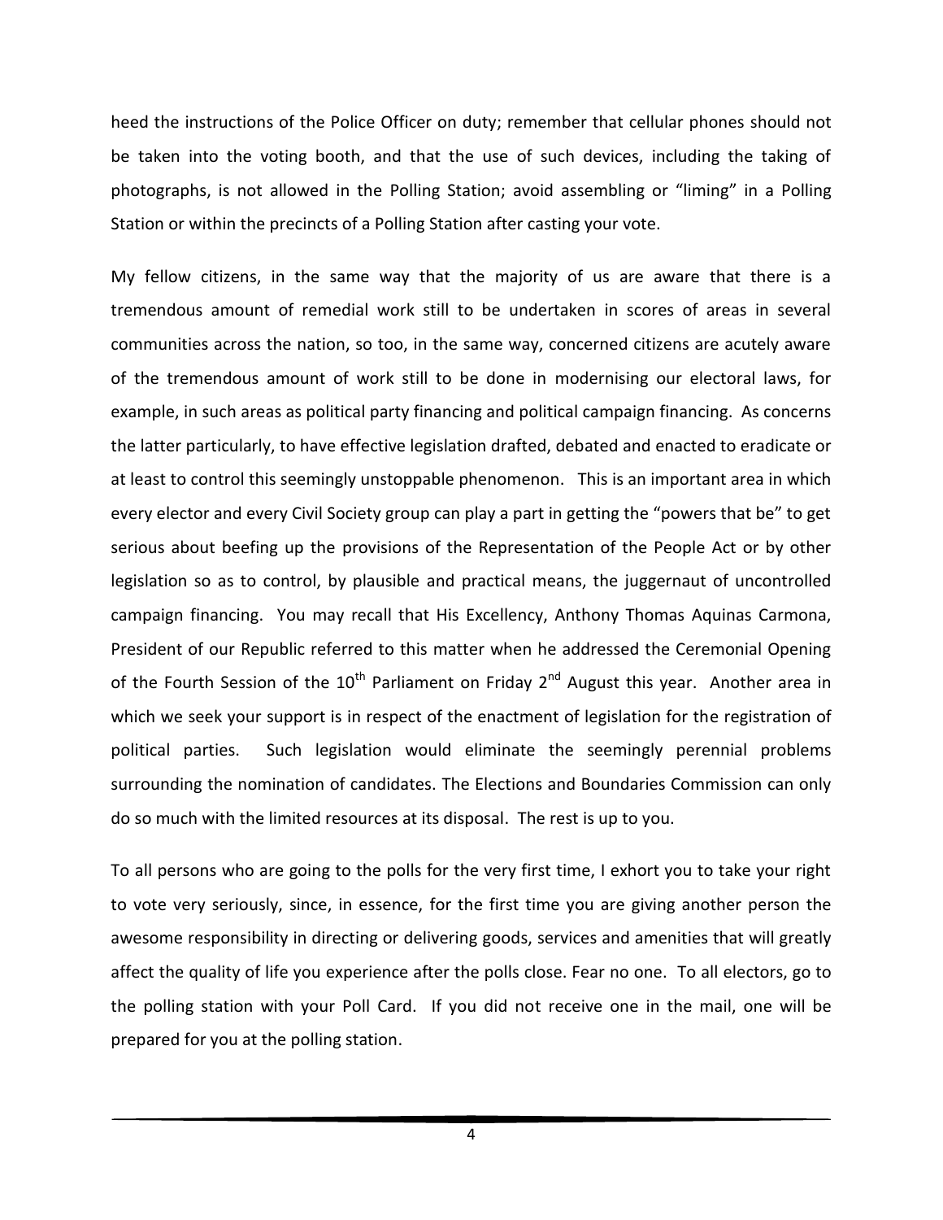heed the instructions of the Police Officer on duty; remember that cellular phones should not be taken into the voting booth, and that the use of such devices, including the taking of photographs, is not allowed in the Polling Station; avoid assembling or "liming" in a Polling Station or within the precincts of a Polling Station after casting your vote.

My fellow citizens, in the same way that the majority of us are aware that there is a tremendous amount of remedial work still to be undertaken in scores of areas in several communities across the nation, so too, in the same way, concerned citizens are acutely aware of the tremendous amount of work still to be done in modernising our electoral laws, for example, in such areas as political party financing and political campaign financing. As concerns the latter particularly, to have effective legislation drafted, debated and enacted to eradicate or at least to control this seemingly unstoppable phenomenon. This is an important area in which every elector and every Civil Society group can play a part in getting the "powers that be" to get serious about beefing up the provisions of the Representation of the People Act or by other legislation so as to control, by plausible and practical means, the juggernaut of uncontrolled campaign financing. You may recall that His Excellency, Anthony Thomas Aquinas Carmona, President of our Republic referred to this matter when he addressed the Ceremonial Opening of the Fourth Session of the 10th Parliament on Friday 2nd August this year. Another area in which we seek your support is in respect of the enactment of legislation for the registration of political parties. Such legislation would eliminate the seemingly perennial problems surrounding the nomination of candidates. The Elections and Boundaries Commission can only do so much with the limited resources at its disposal. The rest is up to you.

To all persons who are going to the polls for the very first time, I exhort you to take your right to vote very seriously, since, in essence, for the first time you are giving another person the awesome responsibility in directing or delivering goods, services and amenities that will greatly affect the quality of life you experience after the polls close. Fear no one. To all electors, go to the polling station with your Poll Card. If you did not receive one in the mail, one will be prepared for you at the polling station.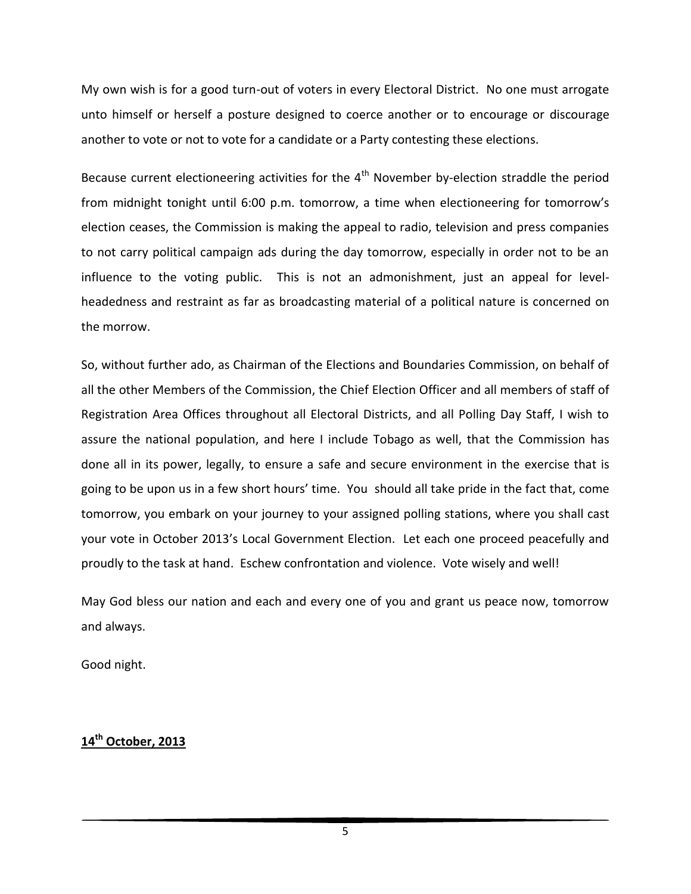My own wish is for a good turn-out of voters in every Electoral District. No one must arrogate unto himself or herself a posture designed to coerce another or to encourage or discourage another to vote or not to vote for a candidate or a Party contesting these elections.

Because current electioneering activities for the 4th November by-election straddle the period from midnight tonight until 6:00 p.m. tomorrow, a time when electioneering for tomorrow's election ceases, the Commission is making the appeal to radio, television and press companies to not carry political campaign ads during the day tomorrow, especially in order not to be an influence to the voting public. This is not an admonishment, just an appeal for level-headedness and restraint as far as broadcasting material of a political nature is concerned on the morrow.

So, without further ado, as Chairman of the Elections and Boundaries Commission, on behalf of all the other Members of the Commission, the Chief Election Officer and all members of staff of Registration Area Offices throughout all Electoral Districts, and all Polling Day Staff, I wish to assure the national population, and here I include Tobago as well, that the Commission has done all in its power, legally, to ensure a safe and secure environment in the exercise that is going to be upon us in a few short hours' time. You should all take pride in the fact that, come tomorrow, you embark on your journey to your assigned polling stations, where you shall cast your vote in October 2013's Local Government Election. Let each one proceed peacefully and proudly to the task at hand. Eschew confrontation and violence. Vote wisely and well!

May God bless our nation and each and every one of you and grant us peace now, tomorrow and always.

Good night.

**14th October, 2013**